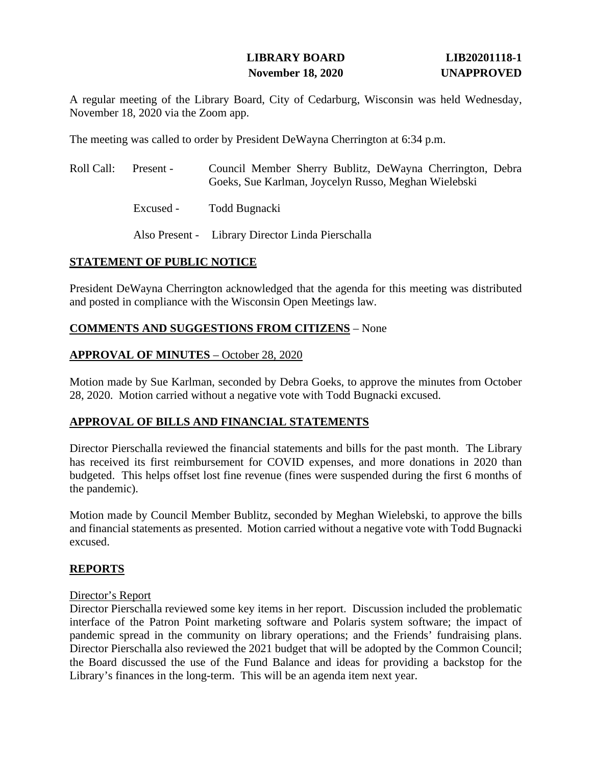**LIBRARY BOARD** **LIB20201118-1**
**November 18, 2020** **UNAPPROVED**

A regular meeting of the Library Board, City of Cedarburg, Wisconsin was held Wednesday, November 18, 2020 via the Zoom app.

The meeting was called to order by President DeWayna Cherrington at 6:34 p.m.

Roll Call: Present - Council Member Sherry Bublitz, DeWayna Cherrington, Debra Goeks, Sue Karlman, Joycelyn Russo, Meghan Wielebski

Excused - Todd Bugnacki

Also Present - Library Director Linda Pierschalla

## STATEMENT OF PUBLIC NOTICE

President DeWayna Cherrington acknowledged that the agenda for this meeting was distributed and posted in compliance with the Wisconsin Open Meetings law.

## COMMENTS AND SUGGESTIONS FROM CITIZENS – None

## APPROVAL OF MINUTES – October 28, 2020

Motion made by Sue Karlman, seconded by Debra Goeks, to approve the minutes from October 28, 2020. Motion carried without a negative vote with Todd Bugnacki excused.

## APPROVAL OF BILLS AND FINANCIAL STATEMENTS

Director Pierschalla reviewed the financial statements and bills for the past month. The Library has received its first reimbursement for COVID expenses, and more donations in 2020 than budgeted. This helps offset lost fine revenue (fines were suspended during the first 6 months of the pandemic).

Motion made by Council Member Bublitz, seconded by Meghan Wielebski, to approve the bills and financial statements as presented. Motion carried without a negative vote with Todd Bugnacki excused.

## REPORTS

### Director's Report

Director Pierschalla reviewed some key items in her report. Discussion included the problematic interface of the Patron Point marketing software and Polaris system software; the impact of pandemic spread in the community on library operations; and the Friends' fundraising plans. Director Pierschalla also reviewed the 2021 budget that will be adopted by the Common Council; the Board discussed the use of the Fund Balance and ideas for providing a backstop for the Library's finances in the long-term. This will be an agenda item next year.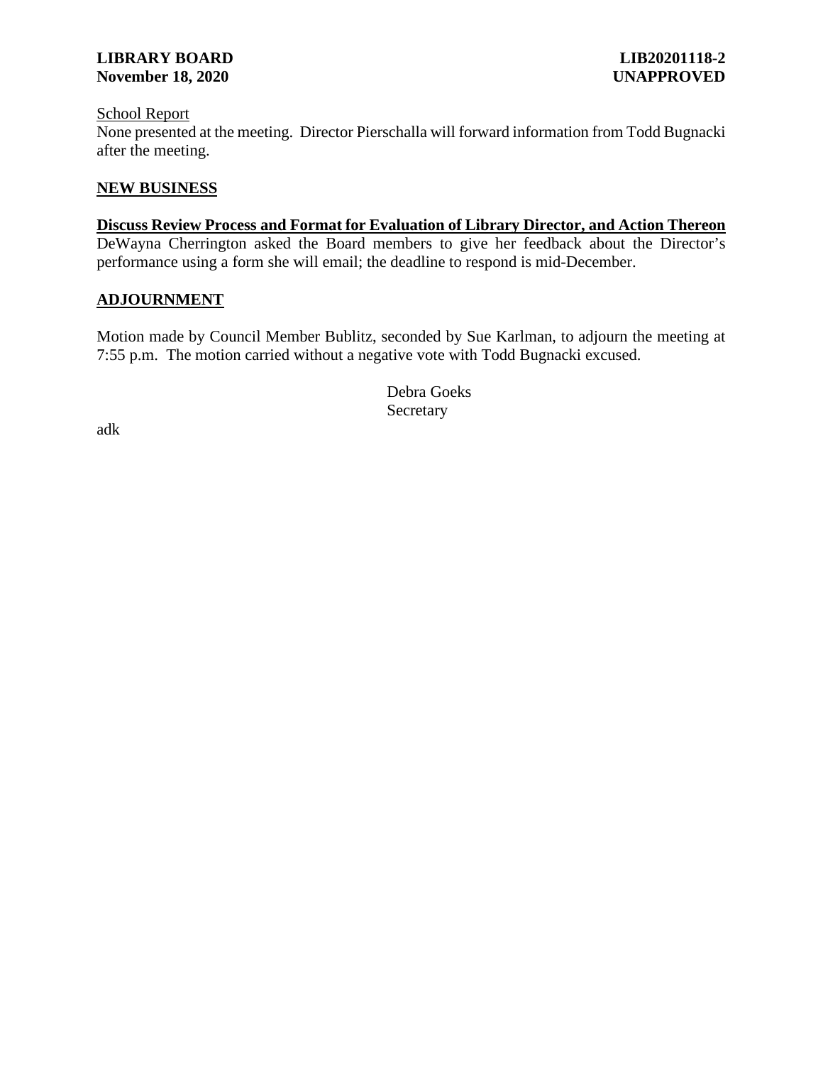School Report
None presented at the meeting. Director Pierschalla will forward information from Todd Bugnacki after the meeting.

## NEW BUSINESS

**Discuss Review Process and Format for Evaluation of Library Director, and Action Thereon**
DeWayna Cherrington asked the Board members to give her feedback about the Director's performance using a form she will email; the deadline to respond is mid-December.

## ADJOURNMENT

Motion made by Council Member Bublitz, seconded by Sue Karlman, to adjourn the meeting at 7:55 p.m. The motion carried without a negative vote with Todd Bugnacki excused.

Debra Goeks
Secretary

adk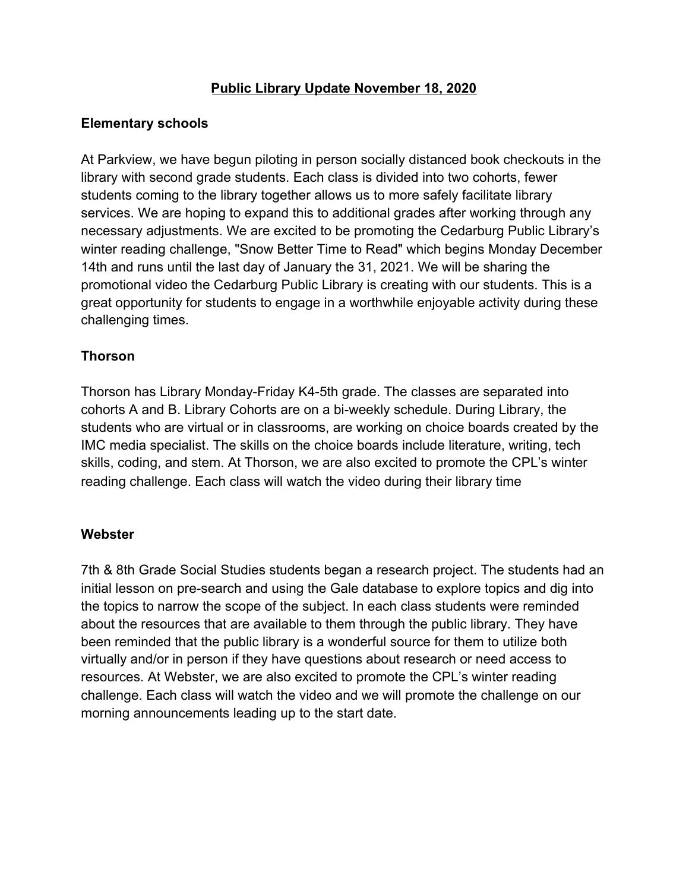# Public Library Update November 18, 2020

## Elementary schools

At Parkview, we have begun piloting in person socially distanced book checkouts in the library with second grade students. Each class is divided into two cohorts, fewer students coming to the library together allows us to more safely facilitate library services. We are hoping to expand this to additional grades after working through any necessary adjustments. We are excited to be promoting the Cedarburg Public Library's winter reading challenge, "Snow Better Time to Read" which begins Monday December 14th and runs until the last day of January the 31, 2021. We will be sharing the promotional video the Cedarburg Public Library is creating with our students. This is a great opportunity for students to engage in a worthwhile enjoyable activity during these challenging times.

## Thorson

Thorson has Library Monday-Friday K4-5th grade. The classes are separated into cohorts A and B. Library Cohorts are on a bi-weekly schedule. During Library, the students who are virtual or in classrooms, are working on choice boards created by the IMC media specialist. The skills on the choice boards include literature, writing, tech skills, coding, and stem. At Thorson, we are also excited to promote the CPL's winter reading challenge. Each class will watch the video during their library time

## Webster

7th & 8th Grade Social Studies students began a research project. The students had an initial lesson on pre-search and using the Gale database to explore topics and dig into the topics to narrow the scope of the subject. In each class students were reminded about the resources that are available to them through the public library. They have been reminded that the public library is a wonderful source for them to utilize both virtually and/or in person if they have questions about research or need access to resources. At Webster, we are also excited to promote the CPL's winter reading challenge. Each class will watch the video and we will promote the challenge on our morning announcements leading up to the start date.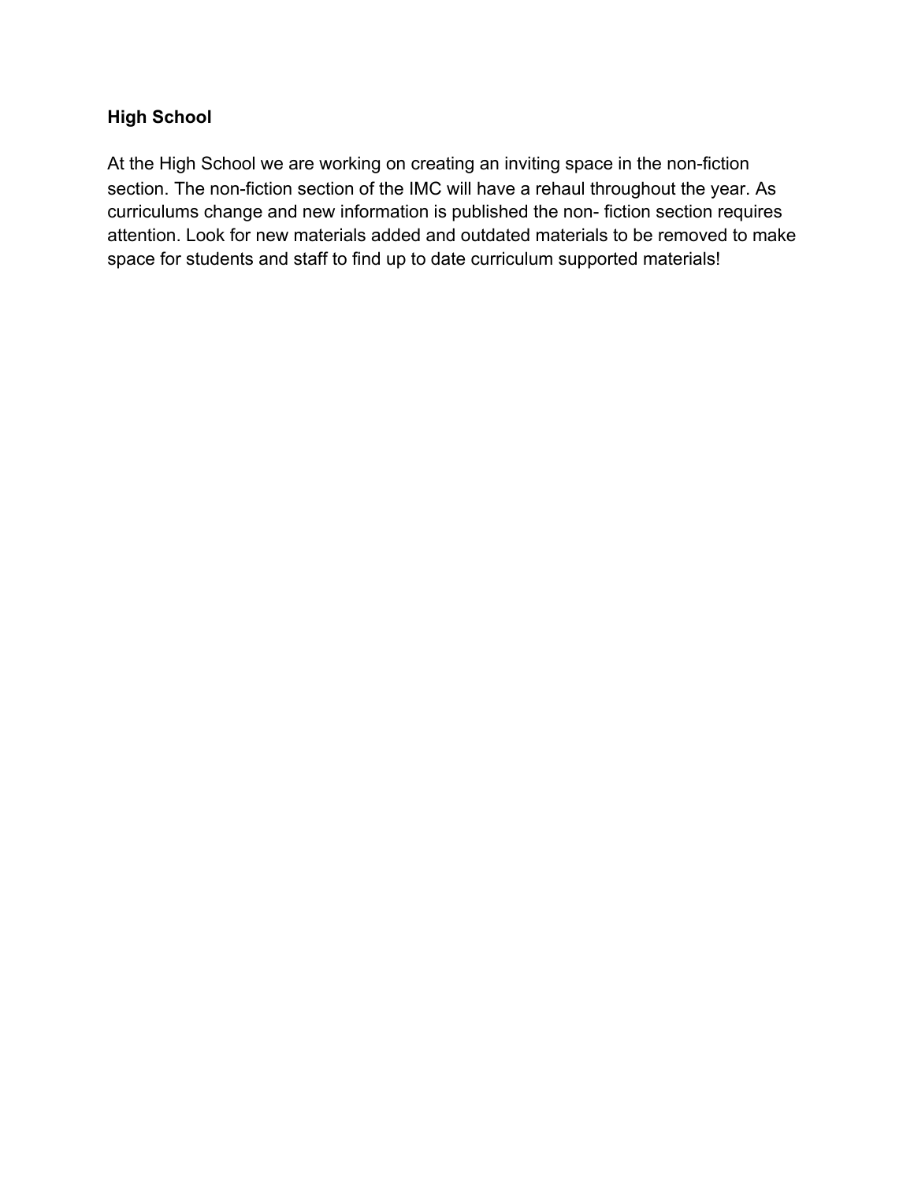**High School**

At the High School we are working on creating an inviting space in the non-fiction section. The non-fiction section of the IMC will have a rehaul throughout the year. As curriculums change and new information is published the non- fiction section requires attention. Look for new materials added and outdated materials to be removed to make space for students and staff to find up to date curriculum supported materials!